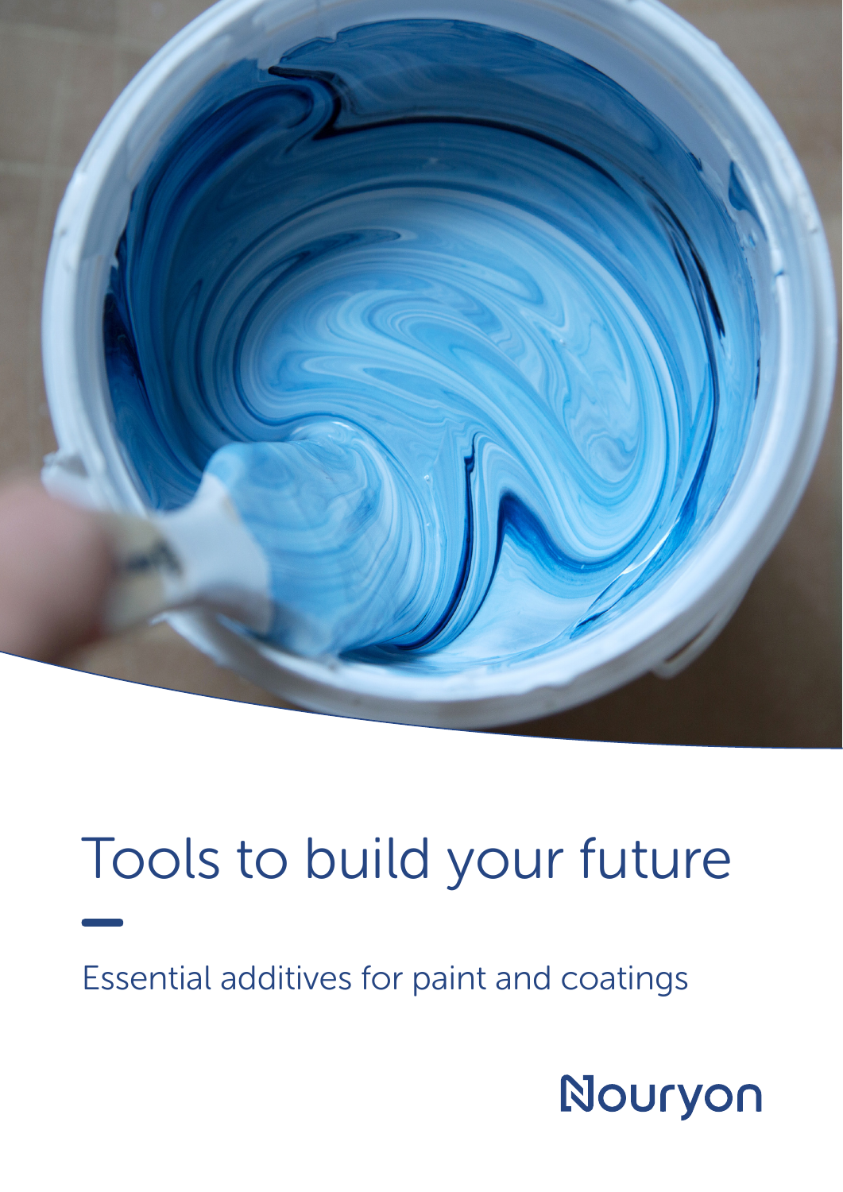# Tools to build your future

Essential additives for paint and coatings

Nouryon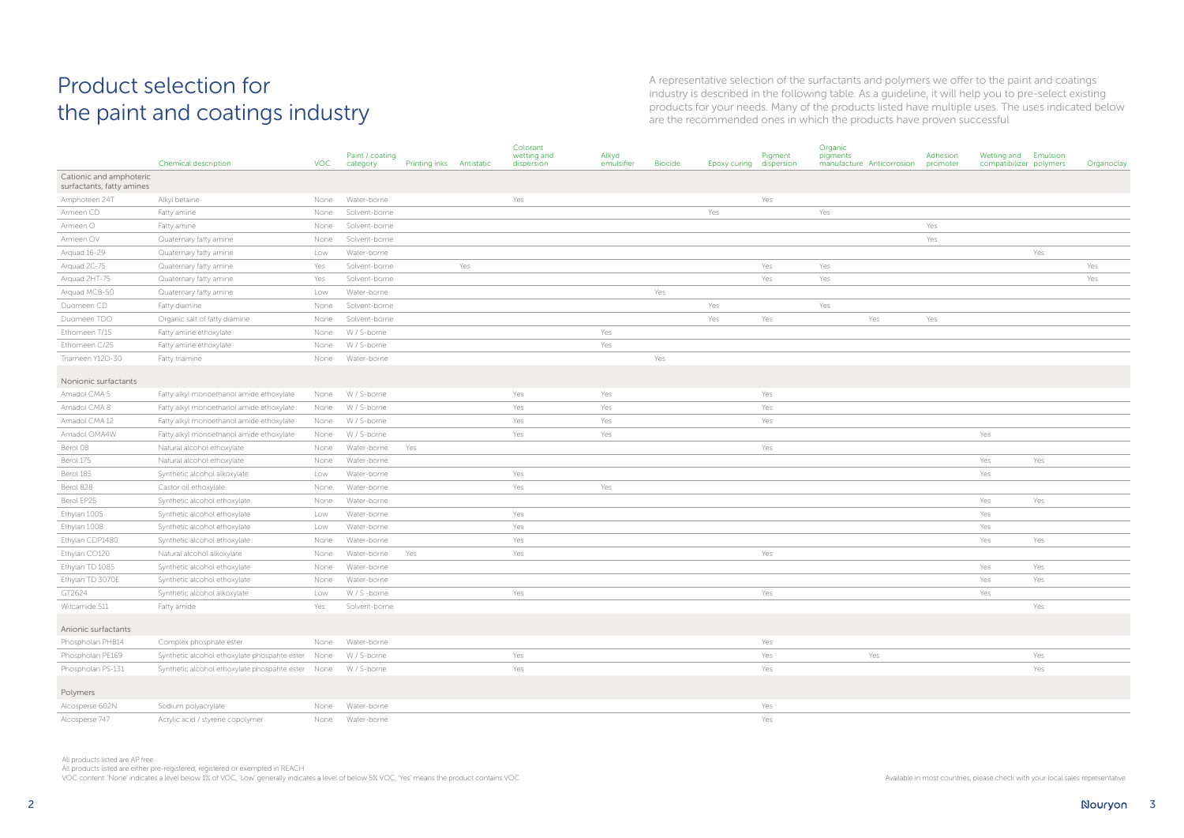# Product selection for the paint and coatings industry

A representative selection of the surfactants and polymers we offer to the paint and coatings industry is described in the following table. As a guideline, it will help you to pre-select existing products for your needs. Many of the products listed have multiple uses. The uses indicated below are the recommended ones in which the products have proven successful

| | Chemical description | VOC | Paint / coating category | Printing inks | Antistatic | Colorant wetting and dispersion | Alkyd emulsifier | Biocide | Epoxy curing | Pigment dispersion | Organic pigments manufacture | Anticorrosion | Adhesion promoter | Wetting and compatibilizer | Emulsion polymers | Organoclay |
|---|---|---|---|---|---|---|---|---|---|---|---|---|---|---|---|---|
| **Cationic and amphoteric surfactants, fatty amines** | | | | | | | | | | | | | | | | |
| Amphoteen 24T | Alkyl betaine | None | Water-borne | | | Yes | | | | Yes | | | | | | |
| Armeen CD | Fatty amine | None | Solvent-borne | | | | | | Yes | | Yes | | | | | |
| Armeen O | Fatty amine | None | Solvent-borne | | | | | | | | | | Yes | | | |
| Armeen OV | Quaternary fatty amine | None | Solvent-borne | | | | | | | | | | Yes | | | |
| Arquad 16-29 | Quaternary fatty amine | Low | Water-borne | | | | | | | | | | | | Yes | |
| Arquad 2C-75 | Quaternary fatty amine | Yes | Solvent-borne | | Yes | | | | | Yes | Yes | | | | | Yes |
| Arquad 2HT-75 | Quaternary fatty amine | Yes | Solvent-borne | | | | | | | Yes | Yes | | | | | Yes |
| Arquad MCB-50 | Quaternary fatty amine | Low | Water-borne | | | | | Yes | | | | | | | | |
| Duomeen CD | Fatty diamine | None | Solvent-borne | | | | | | Yes | | Yes | | | | | |
| Duomeen TDO | Organic salt of fatty diamine | None | Solvent-borne | | | | | | Yes | Yes | | Yes | Yes | | | |
| Ethomeen T/15 | Fatty amine ethoxylate | None | W / S-borne | | | | Yes | | | | | | | | | |
| Ethomeen C/25 | Fatty amine ethoxylate | None | W / S-borne | | | | Yes | | | | | | | | | |
| Triameen Y12D-30 | Fatty triamine | None | Water-borne | | | | | Yes | | | | | | | | |
| **Nonionic surfactants** | | | | | | | | | | | | | | | | |
| Amadol CMA 5 | Fatty alkyl monoethanol amide ethoxylate | None | W / S-borne | | | Yes | Yes | | | Yes | | | | | | |
| Amadol CMA 8 | Fatty alkyl monoethanol amide ethoxylate | None | W / S-borne | | | Yes | Yes | | | Yes | | | | | | |
| Amadol CMA 12 | Fatty alkyl monoethanol amide ethoxylate | None | W / S-borne | | | Yes | Yes | | | Yes | | | | | | |
| Amadol OMA4W | Fatty alkyl monoethanol amide ethoxylate | None | W / S-borne | | | Yes | Yes | | | | | | | Yes | | |
| Berol 08 | Natural alcohol ethoxylate | None | Water-borne | Yes | | | | | | Yes | | | | | | |
| Berol 175 | Natural alcohol ethoxylate | None | Water-borne | | | | | | | | | | | Yes | Yes | |
| Berol 185 | Synthetic alcohol alkoxylate | Low | Water-borne | | | Yes | | | | | | | | Yes | | |
| Berol 828 | Castor oil ethoxylate | None | Water-borne | | | Yes | Yes | | | | | | | | | |
| Berol EP25 | Synthetic alcohol ethoxylate | None | Water-borne | | | | | | | | | | | Yes | Yes | |
| Ethylan 1005 | Synthetic alcohol ethoxylate | Low | Water-borne | | | Yes | | | | | | | | Yes | | |
| Ethylan 1008 | Synthetic alcohol ethoxylate | Low | Water-borne | | | Yes | | | | | | | | Yes | | |
| Ethylan CDP1480 | Synthetic alcohol ethoxylate | None | Water-borne | | | Yes | | | | | | | | Yes | Yes | |
| Ethylan CO120 | Natural alcohol alkoxylate | None | Water-borne | Yes | | Yes | | | | Yes | | | | | | |
| Ethylan TD 1085 | Synthetic alcohol ethoxylate | None | Water-borne | | | | | | | | | | | Yes | Yes | |
| Ethylan TD 3070E | Synthetic alcohol ethoxylate | None | Water-borne | | | | | | | | | | | Yes | Yes | |
| GT2624 | Synthetic alcohol alkoxylate | Low | W / S -borne | | | Yes | | | | Yes | | | | Yes | | |
| Witcamide 511 | Fatty amide | Yes | Solvent-borne | | | | | | | | | | | | Yes | |
| **Anionic surfactants** | | | | | | | | | | | | | | | | |
| Phospholan PHB14 | Complex phosphate ester | None | Water-borne | | | | | | | Yes | | | | | | |
| Phospholan PE169 | Synthetic alcohol ethoxylate phospahte ester | None | W / S-borne | | | Yes | | | | Yes | | Yes | | | Yes | |
| Phospholan PS-131 | Synthetic alcohol ethoxylate phospahte ester | None | W / S-borne | | | Yes | | | | Yes | | | | | Yes | |
| **Polymers** | | | | | | | | | | | | | | | | |
| Alcosperse 602N | Sodium polyacrylate | None | Water-borne | | | | | | | Yes | | | | | | |
| Alcosperse 747 | Acrylic acid / styrene copolymer | None | Water-borne | | | | | | | Yes | | | | | | |

All products listed are AP free
All products listed are either pre-registered, registered or exempted in REACH
VOC content: 'None' indicates a level below 1% of VOC, 'Low' generally indicates a level of below 5% VOC, 'Yes' means the product contains VOC

Available in most countries, please check with your local sales representative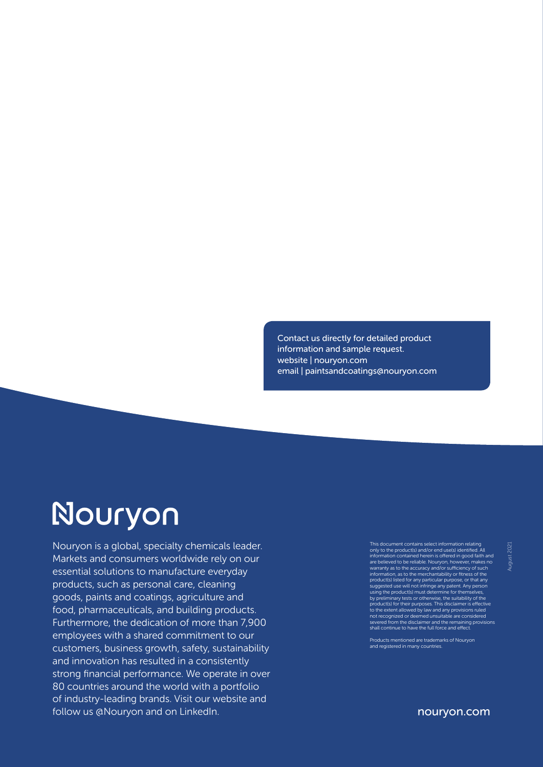Contact us directly for detailed product information and sample request.
website | nouryon.com
email | paintsandcoatings@nouryon.com

# Nouryon

Nouryon is a global, specialty chemicals leader. Markets and consumers worldwide rely on our essential solutions to manufacture everyday products, such as personal care, cleaning goods, paints and coatings, agriculture and food, pharmaceuticals, and building products. Furthermore, the dedication of more than 7,900 employees with a shared commitment to our customers, business growth, safety, sustainability and innovation has resulted in a consistently strong financial performance. We operate in over 80 countries around the world with a portfolio of industry-leading brands. Visit our website and follow us @Nouryon and on LinkedIn.

This document contains select information relating only to the product(s) and/or end use(s) identified. All information contained herein is offered in good faith and are believed to be reliable. Nouryon, however, makes no warranty as to the accuracy and/or sufficiency of such information, as to the merchantability or fitness of the product(s) listed for any particular purpose, or that any suggested use will not infringe any patent. Any person using the product(s) must determine for themselves, by preliminary tests or otherwise, the suitability of the product(s) for their purposes. This disclaimer is effective to the extent allowed by law and any provisions ruled not recognized or deemed unsuitable are considered severed from the disclaimer and the remaining provisions shall continue to have the full force and effect.

Products mentioned are trademarks of Nouryon and registered in many countries.

August 2021

nouryon.com